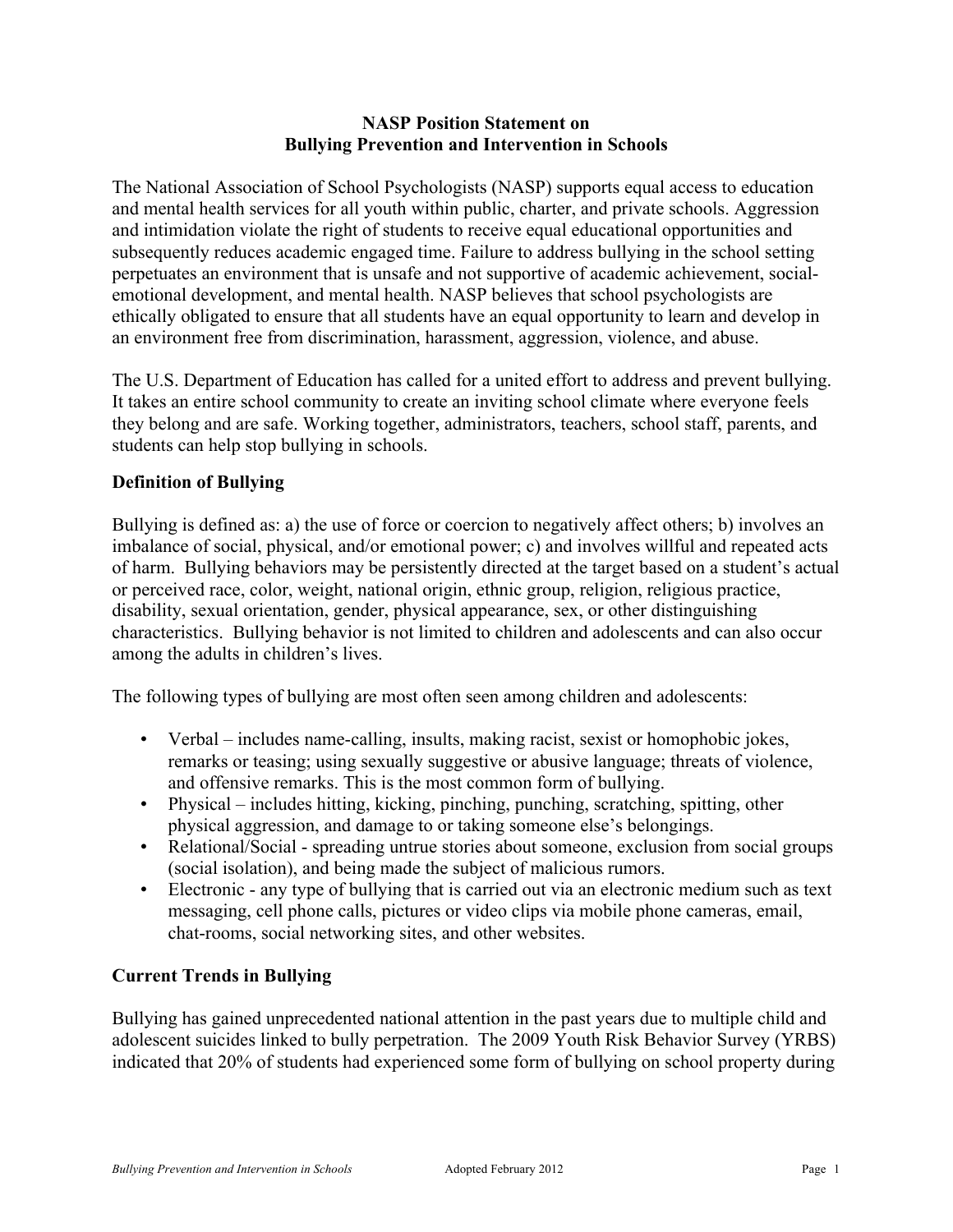# NASP Position Statement on Bullying Prevention and Intervention in Schools

The National Association of School Psychologists (NASP) supports equal access to education and mental health services for all youth within public, charter, and private schools. Aggression and intimidation violate the right of students to receive equal educational opportunities and subsequently reduces academic engaged time. Failure to address bullying in the school setting perpetuates an environment that is unsafe and not supportive of academic achievement, social-emotional development, and mental health. NASP believes that school psychologists are ethically obligated to ensure that all students have an equal opportunity to learn and develop in an environment free from discrimination, harassment, aggression, violence, and abuse.

The U.S. Department of Education has called for a united effort to address and prevent bullying. It takes an entire school community to create an inviting school climate where everyone feels they belong and are safe. Working together, administrators, teachers, school staff, parents, and students can help stop bullying in schools.

## Definition of Bullying

Bullying is defined as: a) the use of force or coercion to negatively affect others; b) involves an imbalance of social, physical, and/or emotional power; c) and involves willful and repeated acts of harm. Bullying behaviors may be persistently directed at the target based on a student's actual or perceived race, color, weight, national origin, ethnic group, religion, religious practice, disability, sexual orientation, gender, physical appearance, sex, or other distinguishing characteristics. Bullying behavior is not limited to children and adolescents and can also occur among the adults in children's lives.

The following types of bullying are most often seen among children and adolescents:

- Verbal – includes name-calling, insults, making racist, sexist or homophobic jokes, remarks or teasing; using sexually suggestive or abusive language; threats of violence, and offensive remarks. This is the most common form of bullying.
- Physical – includes hitting, kicking, pinching, punching, scratching, spitting, other physical aggression, and damage to or taking someone else's belongings.
- Relational/Social - spreading untrue stories about someone, exclusion from social groups (social isolation), and being made the subject of malicious rumors.
- Electronic - any type of bullying that is carried out via an electronic medium such as text messaging, cell phone calls, pictures or video clips via mobile phone cameras, email, chat-rooms, social networking sites, and other websites.

## Current Trends in Bullying

Bullying has gained unprecedented national attention in the past years due to multiple child and adolescent suicides linked to bully perpetration. The 2009 Youth Risk Behavior Survey (YRBS) indicated that 20% of students had experienced some form of bullying on school property during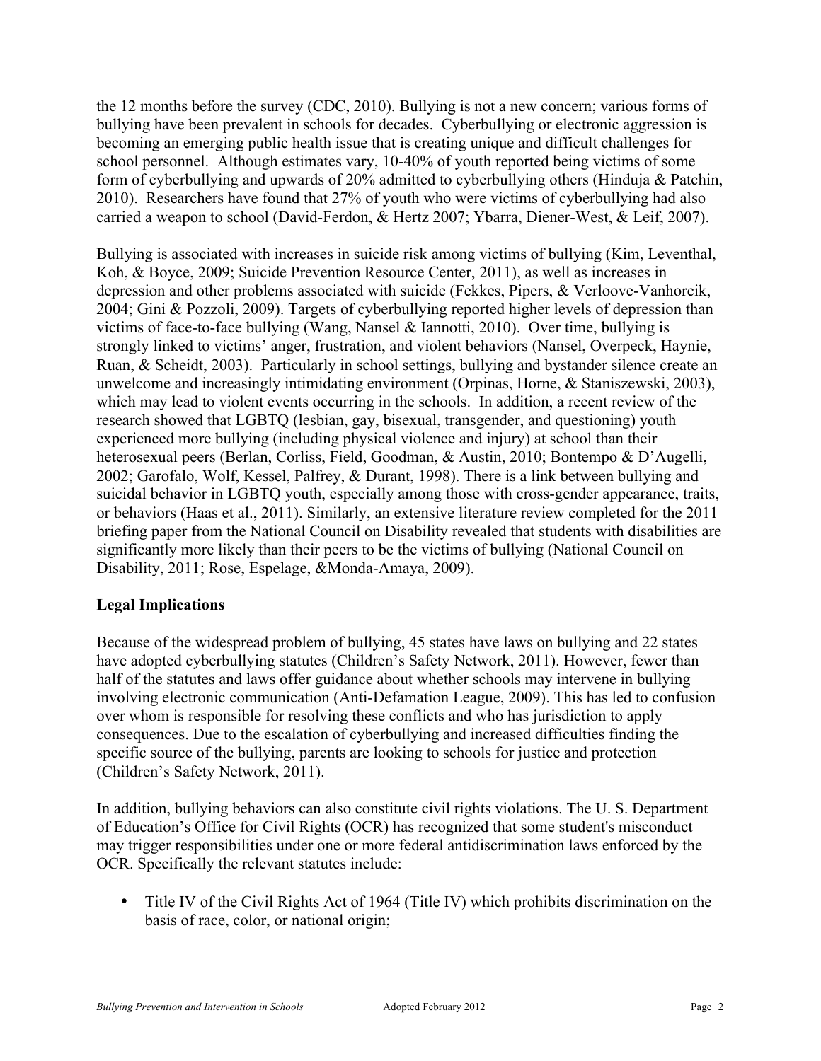the 12 months before the survey (CDC, 2010). Bullying is not a new concern; various forms of bullying have been prevalent in schools for decades. Cyberbullying or electronic aggression is becoming an emerging public health issue that is creating unique and difficult challenges for school personnel. Although estimates vary, 10-40% of youth reported being victims of some form of cyberbullying and upwards of 20% admitted to cyberbullying others (Hinduja & Patchin, 2010). Researchers have found that 27% of youth who were victims of cyberbullying had also carried a weapon to school (David-Ferdon, & Hertz 2007; Ybarra, Diener-West, & Leif, 2007).

Bullying is associated with increases in suicide risk among victims of bullying (Kim, Leventhal, Koh, & Boyce, 2009; Suicide Prevention Resource Center, 2011), as well as increases in depression and other problems associated with suicide (Fekkes, Pipers, & Verloove-Vanhorcik, 2004; Gini & Pozzoli, 2009). Targets of cyberbullying reported higher levels of depression than victims of face-to-face bullying (Wang, Nansel & Iannotti, 2010). Over time, bullying is strongly linked to victims' anger, frustration, and violent behaviors (Nansel, Overpeck, Haynie, Ruan, & Scheidt, 2003). Particularly in school settings, bullying and bystander silence create an unwelcome and increasingly intimidating environment (Orpinas, Horne, & Staniszewski, 2003), which may lead to violent events occurring in the schools. In addition, a recent review of the research showed that LGBTQ (lesbian, gay, bisexual, transgender, and questioning) youth experienced more bullying (including physical violence and injury) at school than their heterosexual peers (Berlan, Corliss, Field, Goodman, & Austin, 2010; Bontempo & D'Augelli, 2002; Garofalo, Wolf, Kessel, Palfrey, & Durant, 1998). There is a link between bullying and suicidal behavior in LGBTQ youth, especially among those with cross-gender appearance, traits, or behaviors (Haas et al., 2011). Similarly, an extensive literature review completed for the 2011 briefing paper from the National Council on Disability revealed that students with disabilities are significantly more likely than their peers to be the victims of bullying (National Council on Disability, 2011; Rose, Espelage, &Monda-Amaya, 2009).

**Legal Implications**

Because of the widespread problem of bullying, 45 states have laws on bullying and 22 states have adopted cyberbullying statutes (Children's Safety Network, 2011). However, fewer than half of the statutes and laws offer guidance about whether schools may intervene in bullying involving electronic communication (Anti-Defamation League, 2009). This has led to confusion over whom is responsible for resolving these conflicts and who has jurisdiction to apply consequences. Due to the escalation of cyberbullying and increased difficulties finding the specific source of the bullying, parents are looking to schools for justice and protection (Children's Safety Network, 2011).

In addition, bullying behaviors can also constitute civil rights violations. The U. S. Department of Education's Office for Civil Rights (OCR) has recognized that some student's misconduct may trigger responsibilities under one or more federal antidiscrimination laws enforced by the OCR. Specifically the relevant statutes include:

- Title IV of the Civil Rights Act of 1964 (Title IV) which prohibits discrimination on the basis of race, color, or national origin;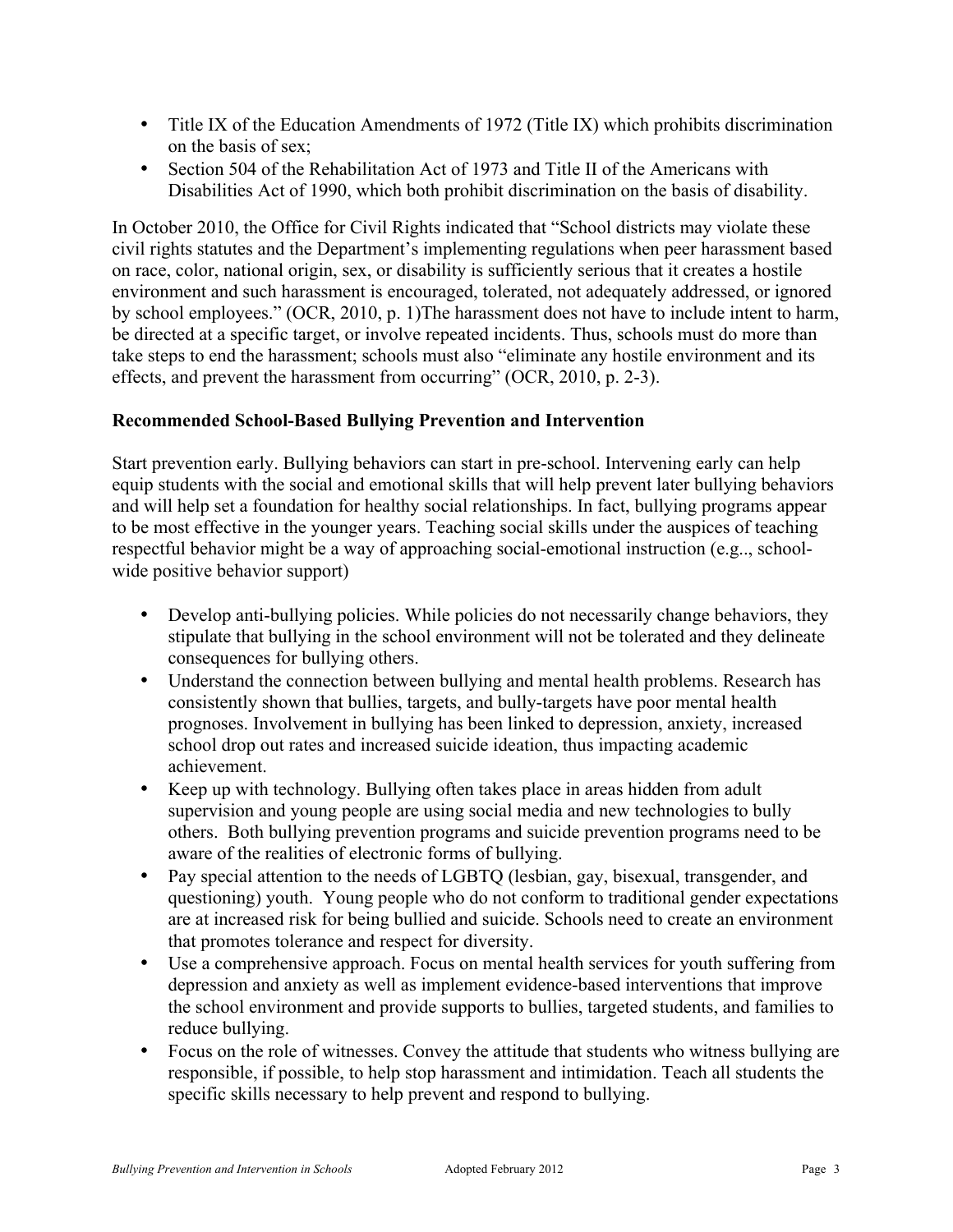- Title IX of the Education Amendments of 1972 (Title IX) which prohibits discrimination on the basis of sex;
- Section 504 of the Rehabilitation Act of 1973 and Title II of the Americans with Disabilities Act of 1990, which both prohibit discrimination on the basis of disability.

In October 2010, the Office for Civil Rights indicated that "School districts may violate these civil rights statutes and the Department's implementing regulations when peer harassment based on race, color, national origin, sex, or disability is sufficiently serious that it creates a hostile environment and such harassment is encouraged, tolerated, not adequately addressed, or ignored by school employees." (OCR, 2010, p. 1)The harassment does not have to include intent to harm, be directed at a specific target, or involve repeated incidents. Thus, schools must do more than take steps to end the harassment; schools must also "eliminate any hostile environment and its effects, and prevent the harassment from occurring" (OCR, 2010, p. 2-3).

**Recommended School-Based Bullying Prevention and Intervention**

Start prevention early. Bullying behaviors can start in pre-school. Intervening early can help equip students with the social and emotional skills that will help prevent later bullying behaviors and will help set a foundation for healthy social relationships. In fact, bullying programs appear to be most effective in the younger years. Teaching social skills under the auspices of teaching respectful behavior might be a way of approaching social-emotional instruction (e.g.., school-wide positive behavior support)

- Develop anti-bullying policies. While policies do not necessarily change behaviors, they stipulate that bullying in the school environment will not be tolerated and they delineate consequences for bullying others.
- Understand the connection between bullying and mental health problems. Research has consistently shown that bullies, targets, and bully-targets have poor mental health prognoses. Involvement in bullying has been linked to depression, anxiety, increased school drop out rates and increased suicide ideation, thus impacting academic achievement.
- Keep up with technology. Bullying often takes place in areas hidden from adult supervision and young people are using social media and new technologies to bully others. Both bullying prevention programs and suicide prevention programs need to be aware of the realities of electronic forms of bullying.
- Pay special attention to the needs of LGBTQ (lesbian, gay, bisexual, transgender, and questioning) youth. Young people who do not conform to traditional gender expectations are at increased risk for being bullied and suicide. Schools need to create an environment that promotes tolerance and respect for diversity.
- Use a comprehensive approach. Focus on mental health services for youth suffering from depression and anxiety as well as implement evidence-based interventions that improve the school environment and provide supports to bullies, targeted students, and families to reduce bullying.
- Focus on the role of witnesses. Convey the attitude that students who witness bullying are responsible, if possible, to help stop harassment and intimidation. Teach all students the specific skills necessary to help prevent and respond to bullying.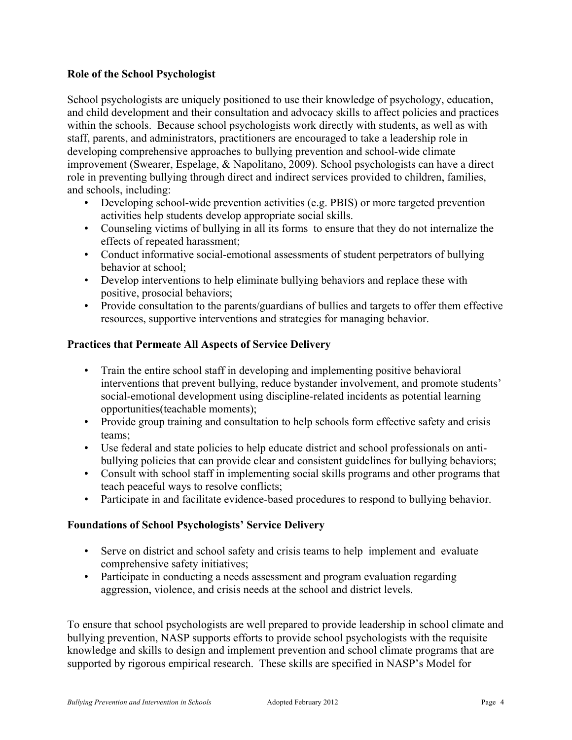**Role of the School Psychologist**

School psychologists are uniquely positioned to use their knowledge of psychology, education, and child development and their consultation and advocacy skills to affect policies and practices within the schools. Because school psychologists work directly with students, as well as with staff, parents, and administrators, practitioners are encouraged to take a leadership role in developing comprehensive approaches to bullying prevention and school-wide climate improvement (Swearer, Espelage, & Napolitano, 2009). School psychologists can have a direct role in preventing bullying through direct and indirect services provided to children, families, and schools, including:

- Developing school-wide prevention activities (e.g. PBIS) or more targeted prevention activities help students develop appropriate social skills.
- Counseling victims of bullying in all its forms to ensure that they do not internalize the effects of repeated harassment;
- Conduct informative social-emotional assessments of student perpetrators of bullying behavior at school;
- Develop interventions to help eliminate bullying behaviors and replace these with positive, prosocial behaviors;
- Provide consultation to the parents/guardians of bullies and targets to offer them effective resources, supportive interventions and strategies for managing behavior.

**Practices that Permeate All Aspects of Service Delivery**

- Train the entire school staff in developing and implementing positive behavioral interventions that prevent bullying, reduce bystander involvement, and promote students' social-emotional development using discipline-related incidents as potential learning opportunities(teachable moments);
- Provide group training and consultation to help schools form effective safety and crisis teams;
- Use federal and state policies to help educate district and school professionals on anti-bullying policies that can provide clear and consistent guidelines for bullying behaviors;
- Consult with school staff in implementing social skills programs and other programs that teach peaceful ways to resolve conflicts;
- Participate in and facilitate evidence-based procedures to respond to bullying behavior.

**Foundations of School Psychologists' Service Delivery**

- Serve on district and school safety and crisis teams to help implement and evaluate comprehensive safety initiatives;
- Participate in conducting a needs assessment and program evaluation regarding aggression, violence, and crisis needs at the school and district levels.

To ensure that school psychologists are well prepared to provide leadership in school climate and bullying prevention, NASP supports efforts to provide school psychologists with the requisite knowledge and skills to design and implement prevention and school climate programs that are supported by rigorous empirical research. These skills are specified in NASP's Model for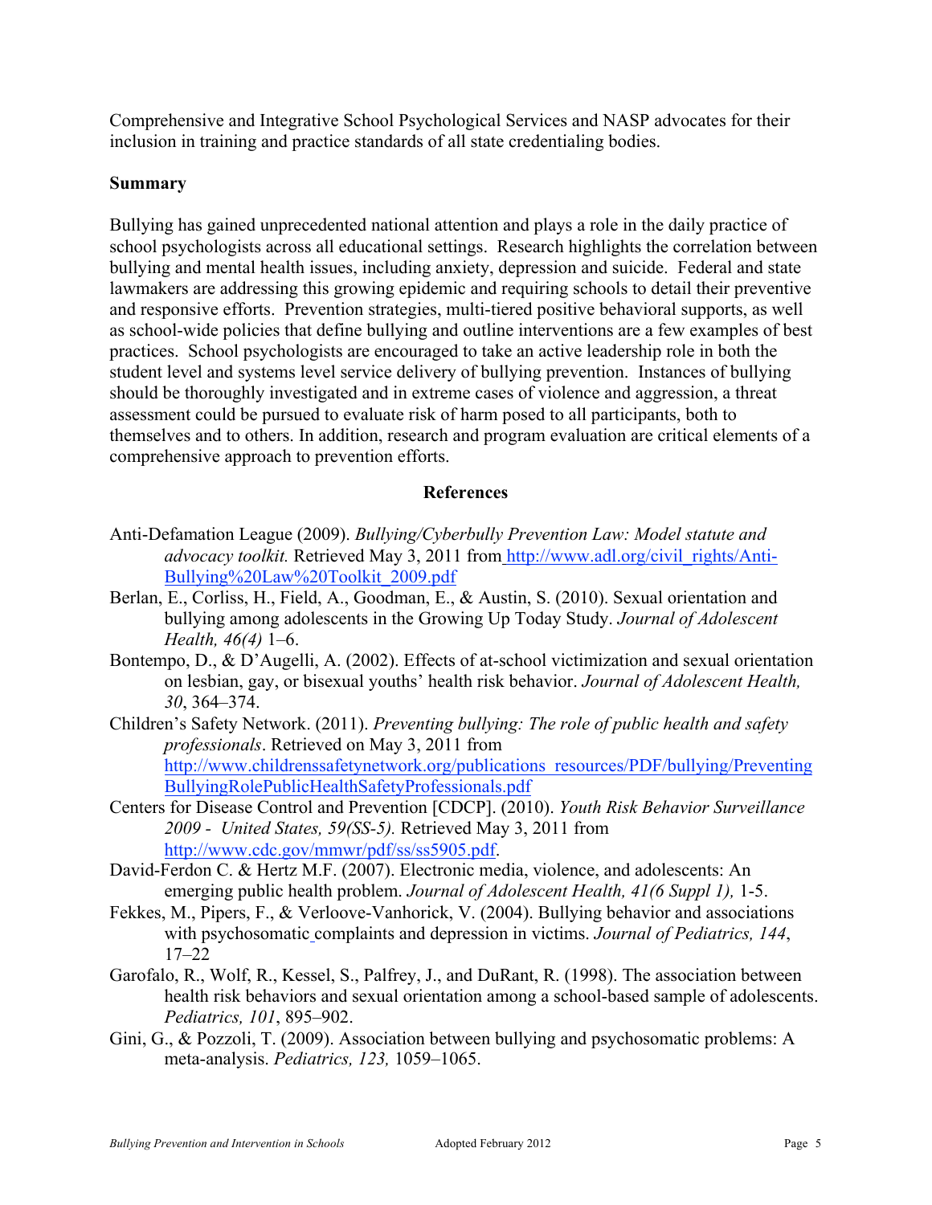Comprehensive and Integrative School Psychological Services and NASP advocates for their inclusion in training and practice standards of all state credentialing bodies.

**Summary**

Bullying has gained unprecedented national attention and plays a role in the daily practice of school psychologists across all educational settings. Research highlights the correlation between bullying and mental health issues, including anxiety, depression and suicide. Federal and state lawmakers are addressing this growing epidemic and requiring schools to detail their preventive and responsive efforts. Prevention strategies, multi-tiered positive behavioral supports, as well as school-wide policies that define bullying and outline interventions are a few examples of best practices. School psychologists are encouraged to take an active leadership role in both the student level and systems level service delivery of bullying prevention. Instances of bullying should be thoroughly investigated and in extreme cases of violence and aggression, a threat assessment could be pursued to evaluate risk of harm posed to all participants, both to themselves and to others. In addition, research and program evaluation are critical elements of a comprehensive approach to prevention efforts.

## References

Anti-Defamation League (2009). *Bullying/Cyberbully Prevention Law: Model statute and advocacy toolkit.* Retrieved May 3, 2011 from http://www.adl.org/civil_rights/Anti-Bullying%20Law%20Toolkit_2009.pdf

Berlan, E., Corliss, H., Field, A., Goodman, E., & Austin, S. (2010). Sexual orientation and bullying among adolescents in the Growing Up Today Study. *Journal of Adolescent Health, 46(4)* 1–6.

Bontempo, D., & D'Augelli, A. (2002). Effects of at-school victimization and sexual orientation on lesbian, gay, or bisexual youths' health risk behavior. *Journal of Adolescent Health, 30*, 364–374.

Children's Safety Network. (2011). *Preventing bullying: The role of public health and safety professionals*. Retrieved on May 3, 2011 from http://www.childrenssafetynetwork.org/publications_resources/PDF/bullying/PreventingBullyingRolePublicHealthSafetyProfessionals.pdf

Centers for Disease Control and Prevention [CDCP]. (2010). *Youth Risk Behavior Surveillance 2009 - United States, 59(SS-5).* Retrieved May 3, 2011 from http://www.cdc.gov/mmwr/pdf/ss/ss5905.pdf.

David-Ferdon C. & Hertz M.F. (2007). Electronic media, violence, and adolescents: An emerging public health problem. *Journal of Adolescent Health, 41(6 Suppl 1),* 1-5.

Fekkes, M., Pipers, F., & Verloove-Vanhorick, V. (2004). Bullying behavior and associations with psychosomatic complaints and depression in victims. *Journal of Pediatrics, 144*, 17–22

Garofalo, R., Wolf, R., Kessel, S., Palfrey, J., and DuRant, R. (1998). The association between health risk behaviors and sexual orientation among a school-based sample of adolescents. *Pediatrics, 101*, 895–902.

Gini, G., & Pozzoli, T. (2009). Association between bullying and psychosomatic problems: A meta-analysis. *Pediatrics, 123,* 1059–1065.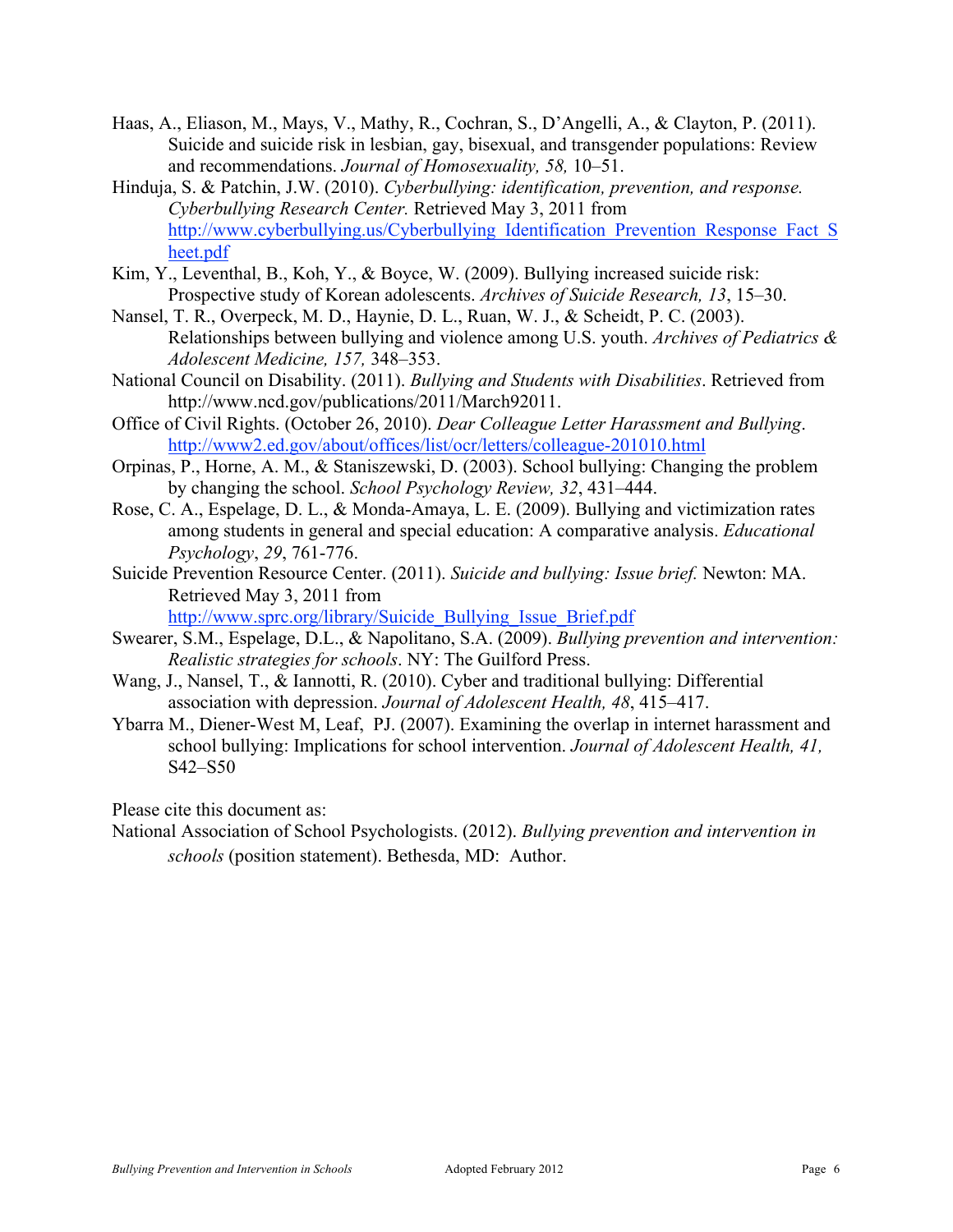Haas, A., Eliason, M., Mays, V., Mathy, R., Cochran, S., D'Angelli, A., & Clayton, P. (2011). Suicide and suicide risk in lesbian, gay, bisexual, and transgender populations: Review and recommendations. *Journal of Homosexuality, 58,* 10–51.

Hinduja, S. & Patchin, J.W. (2010). *Cyberbullying: identification, prevention, and response. Cyberbullying Research Center.* Retrieved May 3, 2011 from http://www.cyberbullying.us/Cyberbullying_Identification_Prevention_Response_Fact_Sheet.pdf

Kim, Y., Leventhal, B., Koh, Y., & Boyce, W. (2009). Bullying increased suicide risk: Prospective study of Korean adolescents. *Archives of Suicide Research, 13*, 15–30.

Nansel, T. R., Overpeck, M. D., Haynie, D. L., Ruan, W. J., & Scheidt, P. C. (2003). Relationships between bullying and violence among U.S. youth. *Archives of Pediatrics & Adolescent Medicine, 157,* 348–353.

National Council on Disability. (2011). *Bullying and Students with Disabilities*. Retrieved from http://www.ncd.gov/publications/2011/March92011.

Office of Civil Rights. (October 26, 2010). *Dear Colleague Letter Harassment and Bullying*. http://www2.ed.gov/about/offices/list/ocr/letters/colleague-201010.html

Orpinas, P., Horne, A. M., & Staniszewski, D. (2003). School bullying: Changing the problem by changing the school. *School Psychology Review, 32*, 431–444.

Rose, C. A., Espelage, D. L., & Monda-Amaya, L. E. (2009). Bullying and victimization rates among students in general and special education: A comparative analysis. *Educational Psychology*, *29*, 761-776.

Suicide Prevention Resource Center. (2011). *Suicide and bullying: Issue brief.* Newton: MA. Retrieved May 3, 2011 from http://www.sprc.org/library/Suicide_Bullying_Issue_Brief.pdf

Swearer, S.M., Espelage, D.L., & Napolitano, S.A. (2009). *Bullying prevention and intervention: Realistic strategies for schools*. NY: The Guilford Press.

Wang, J., Nansel, T., & Iannotti, R. (2010). Cyber and traditional bullying: Differential association with depression. *Journal of Adolescent Health, 48*, 415–417.

Ybarra M., Diener-West M, Leaf, PJ. (2007). Examining the overlap in internet harassment and school bullying: Implications for school intervention. *Journal of Adolescent Health, 41,* S42–S50

Please cite this document as:

National Association of School Psychologists. (2012). *Bullying prevention and intervention in schools* (position statement). Bethesda, MD: Author.